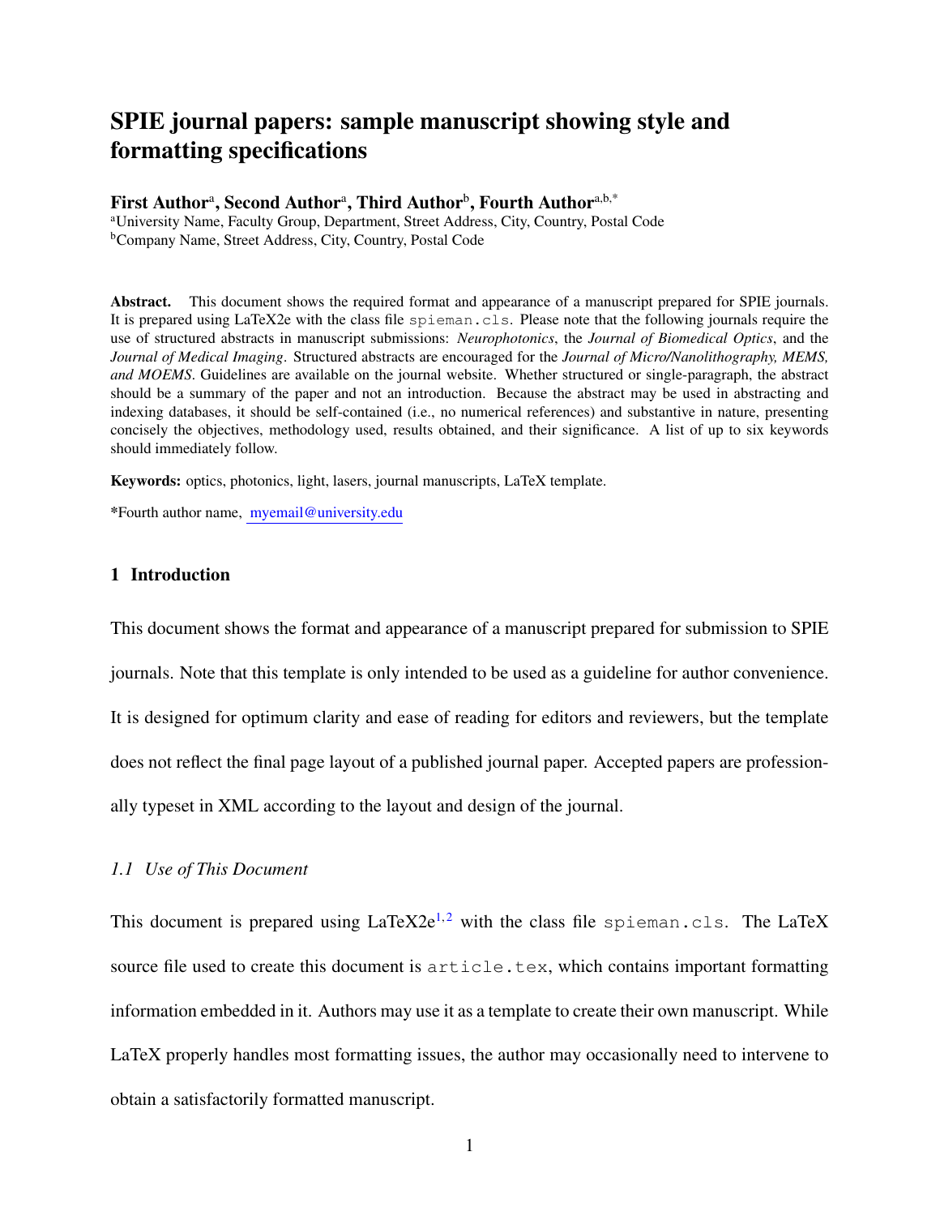# SPIE journal papers: sample manuscript showing style and formatting specifications

**First Author[a], Second Author[a], Third Author[b], Fourth Author[a,b,*]**

[a]University Name, Faculty Group, Department, Street Address, City, Country, Postal Code

[b]Company Name, Street Address, City, Country, Postal Code

**Abstract.** This document shows the required format and appearance of a manuscript prepared for SPIE journals. It is prepared using LaTeX2e with the class file `spieman.cls`. Please note that the following journals require the use of structured abstracts in manuscript submissions: *Neurophotonics*, the *Journal of Biomedical Optics*, and the *Journal of Medical Imaging*. Structured abstracts are encouraged for the *Journal of Micro/Nanolithography, MEMS, and MOEMS*. Guidelines are available on the journal website. Whether structured or single-paragraph, the abstract should be a summary of the paper and not an introduction. Because the abstract may be used in abstracting and indexing databases, it should be self-contained (i.e., no numerical references) and substantive in nature, presenting concisely the objectives, methodology used, results obtained, and their significance. A list of up to six keywords should immediately follow.

**Keywords:** optics, photonics, light, lasers, journal manuscripts, LaTeX template.

*Fourth author name, myemail@university.edu

## 1 Introduction

This document shows the format and appearance of a manuscript prepared for submission to SPIE journals. Note that this template is only intended to be used as a guideline for author convenience. It is designed for optimum clarity and ease of reading for editors and reviewers, but the template does not reflect the final page layout of a published journal paper. Accepted papers are professionally typeset in XML according to the layout and design of the journal.

### *1.1 Use of This Document*

This document is prepared using LaTeX2e[1,2] with the class file `spieman.cls`. The LaTeX source file used to create this document is `article.tex`, which contains important formatting information embedded in it. Authors may use it as a template to create their own manuscript. While LaTeX properly handles most formatting issues, the author may occasionally need to intervene to obtain a satisfactorily formatted manuscript.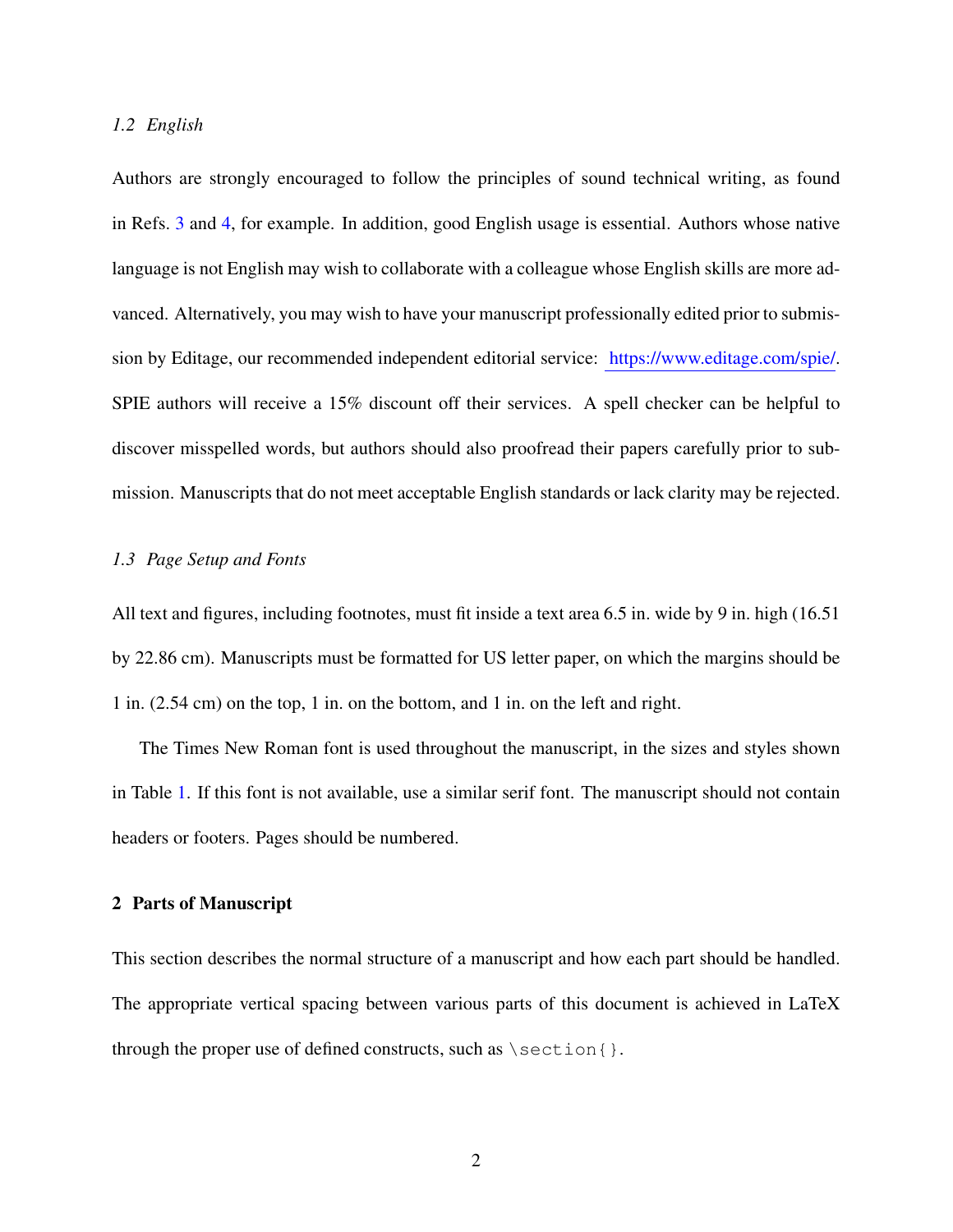### *1.2 English*

Authors are strongly encouraged to follow the principles of sound technical writing, as found in Refs. 3 and 4, for example. In addition, good English usage is essential. Authors whose native language is not English may wish to collaborate with a colleague whose English skills are more advanced. Alternatively, you may wish to have your manuscript professionally edited prior to submission by Editage, our recommended independent editorial service: https://www.editage.com/spie/. SPIE authors will receive a 15% discount off their services. A spell checker can be helpful to discover misspelled words, but authors should also proofread their papers carefully prior to submission. Manuscripts that do not meet acceptable English standards or lack clarity may be rejected.

### *1.3 Page Setup and Fonts*

All text and figures, including footnotes, must fit inside a text area 6.5 in. wide by 9 in. high (16.51 by 22.86 cm). Manuscripts must be formatted for US letter paper, on which the margins should be 1 in. (2.54 cm) on the top, 1 in. on the bottom, and 1 in. on the left and right.

The Times New Roman font is used throughout the manuscript, in the sizes and styles shown in Table 1. If this font is not available, use a similar serif font. The manuscript should not contain headers or footers. Pages should be numbered.

## 2 Parts of Manuscript

This section describes the normal structure of a manuscript and how each part should be handled. The appropriate vertical spacing between various parts of this document is achieved in LaTeX through the proper use of defined constructs, such as `\section{}`.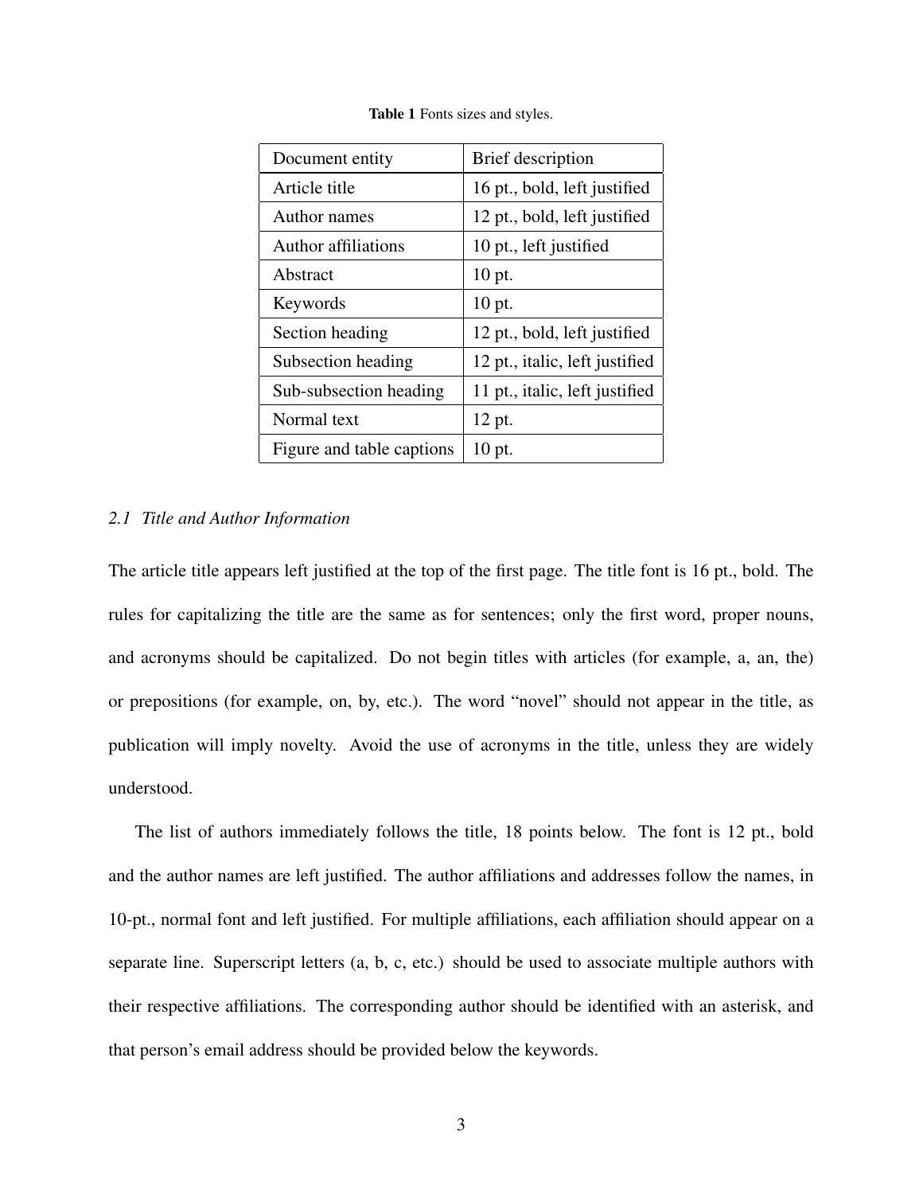**Table 1** Fonts sizes and styles.

| Document entity | Brief description |
| --- | --- |
| Article title | 16 pt., bold, left justified |
| Author names | 12 pt., bold, left justified |
| Author affiliations | 10 pt., left justified |
| Abstract | 10 pt. |
| Keywords | 10 pt. |
| Section heading | 12 pt., bold, left justified |
| Subsection heading | 12 pt., italic, left justified |
| Sub-subsection heading | 11 pt., italic, left justified |
| Normal text | 12 pt. |
| Figure and table captions | 10 pt. |

### *2.1 Title and Author Information*

The article title appears left justified at the top of the first page. The title font is 16 pt., bold. The rules for capitalizing the title are the same as for sentences; only the first word, proper nouns, and acronyms should be capitalized. Do not begin titles with articles (for example, a, an, the) or prepositions (for example, on, by, etc.). The word "novel" should not appear in the title, as publication will imply novelty. Avoid the use of acronyms in the title, unless they are widely understood.

The list of authors immediately follows the title, 18 points below. The font is 12 pt., bold and the author names are left justified. The author affiliations and addresses follow the names, in 10-pt., normal font and left justified. For multiple affiliations, each affiliation should appear on a separate line. Superscript letters (a, b, c, etc.) should be used to associate multiple authors with their respective affiliations. The corresponding author should be identified with an asterisk, and that person's email address should be provided below the keywords.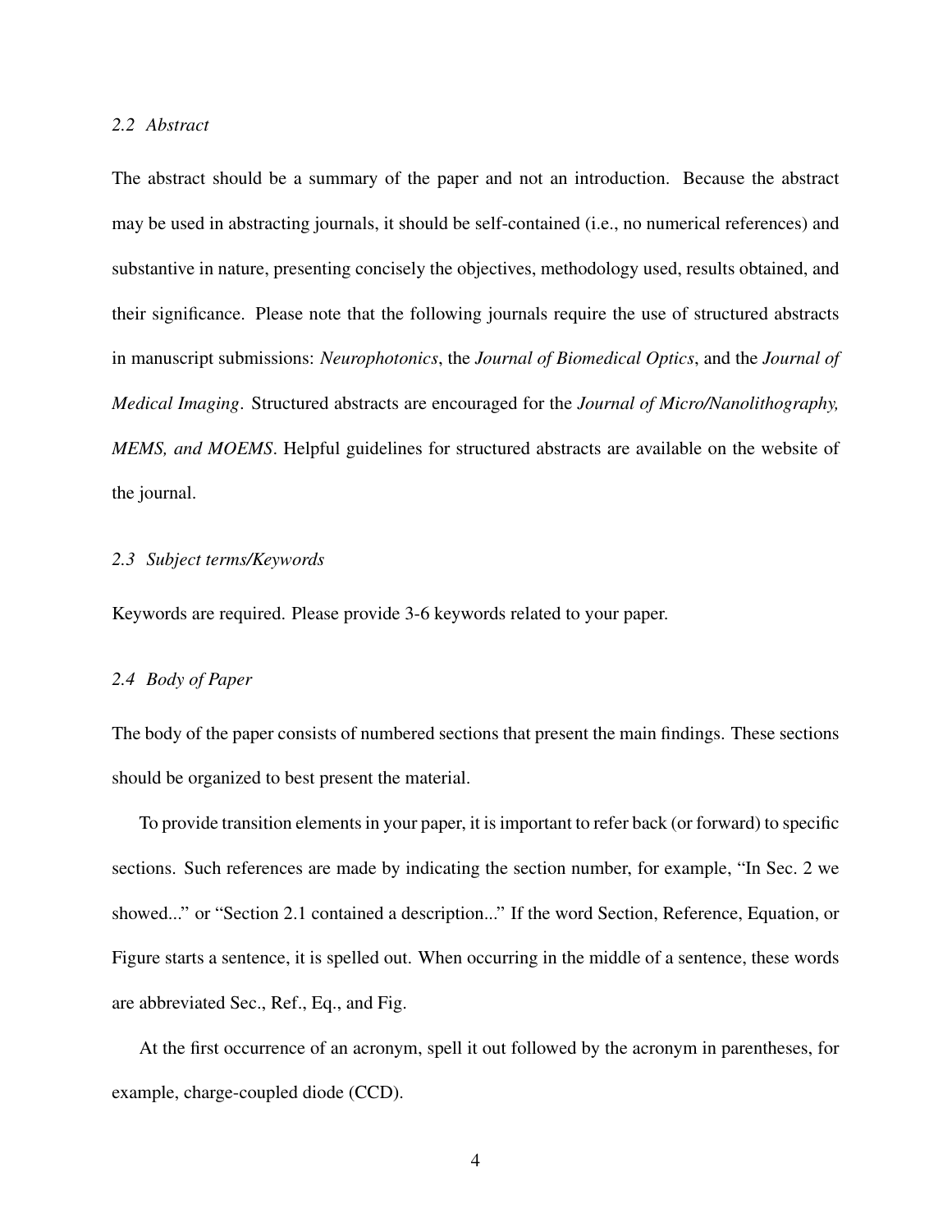### *2.2 Abstract*

The abstract should be a summary of the paper and not an introduction. Because the abstract may be used in abstracting journals, it should be self-contained (i.e., no numerical references) and substantive in nature, presenting concisely the objectives, methodology used, results obtained, and their significance. Please note that the following journals require the use of structured abstracts in manuscript submissions: *Neurophotonics*, the *Journal of Biomedical Optics*, and the *Journal of Medical Imaging*. Structured abstracts are encouraged for the *Journal of Micro/Nanolithography, MEMS, and MOEMS*. Helpful guidelines for structured abstracts are available on the website of the journal.

### *2.3 Subject terms/Keywords*

Keywords are required. Please provide 3-6 keywords related to your paper.

### *2.4 Body of Paper*

The body of the paper consists of numbered sections that present the main findings. These sections should be organized to best present the material.

To provide transition elements in your paper, it is important to refer back (or forward) to specific sections. Such references are made by indicating the section number, for example, "In Sec. 2 we showed..." or "Section 2.1 contained a description..." If the word Section, Reference, Equation, or Figure starts a sentence, it is spelled out. When occurring in the middle of a sentence, these words are abbreviated Sec., Ref., Eq., and Fig.

At the first occurrence of an acronym, spell it out followed by the acronym in parentheses, for example, charge-coupled diode (CCD).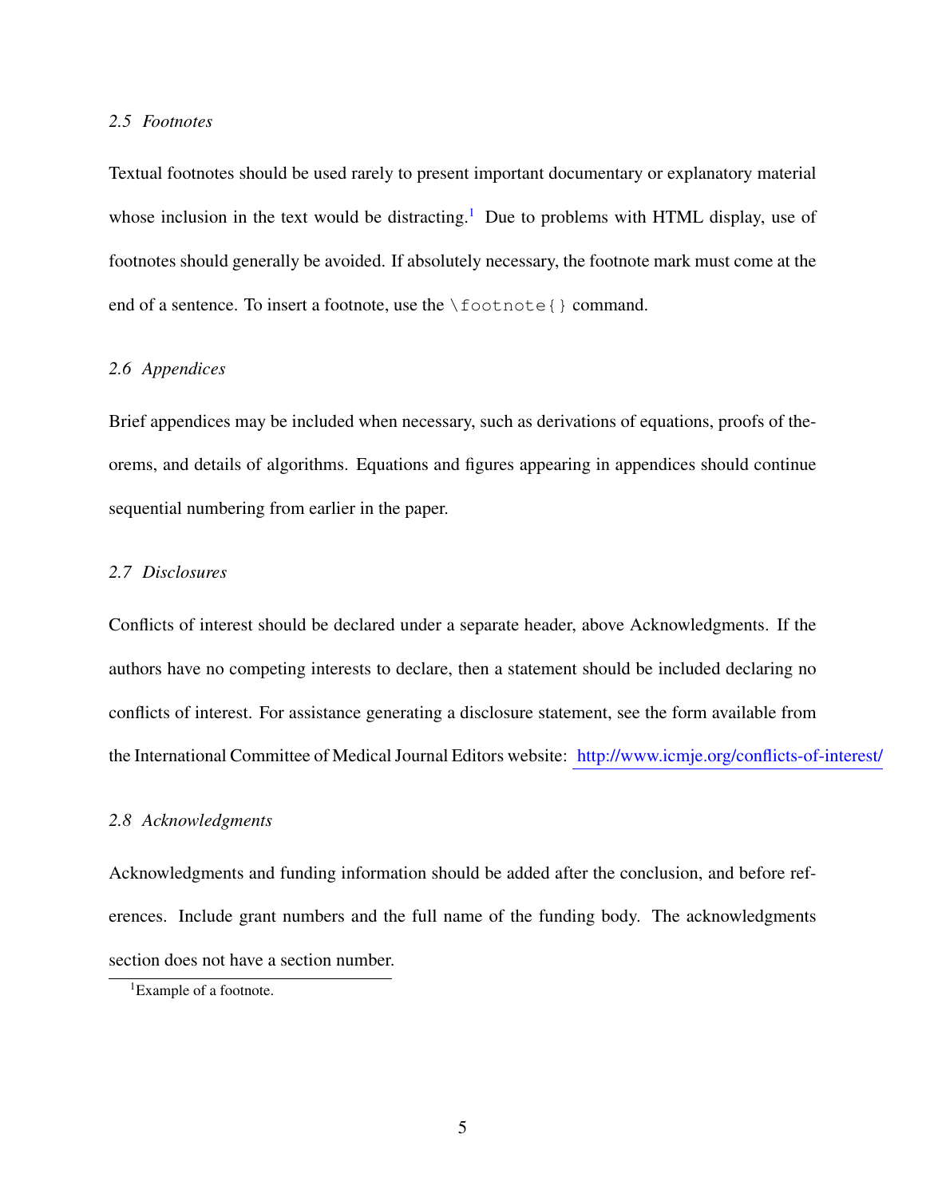### *2.5 Footnotes*

Textual footnotes should be used rarely to present important documentary or explanatory material whose inclusion in the text would be distracting.[1] Due to problems with HTML display, use of footnotes should generally be avoided. If absolutely necessary, the footnote mark must come at the end of a sentence. To insert a footnote, use the `\footnote{}` command.

### *2.6 Appendices*

Brief appendices may be included when necessary, such as derivations of equations, proofs of theorems, and details of algorithms. Equations and figures appearing in appendices should continue sequential numbering from earlier in the paper.

### *2.7 Disclosures*

Conflicts of interest should be declared under a separate header, above Acknowledgments. If the authors have no competing interests to declare, then a statement should be included declaring no conflicts of interest. For assistance generating a disclosure statement, see the form available from the International Committee of Medical Journal Editors website: http://www.icmje.org/conflicts-of-interest/

### *2.8 Acknowledgments*

Acknowledgments and funding information should be added after the conclusion, and before references. Include grant numbers and the full name of the funding body. The acknowledgments section does not have a section number.

[1] Example of a footnote.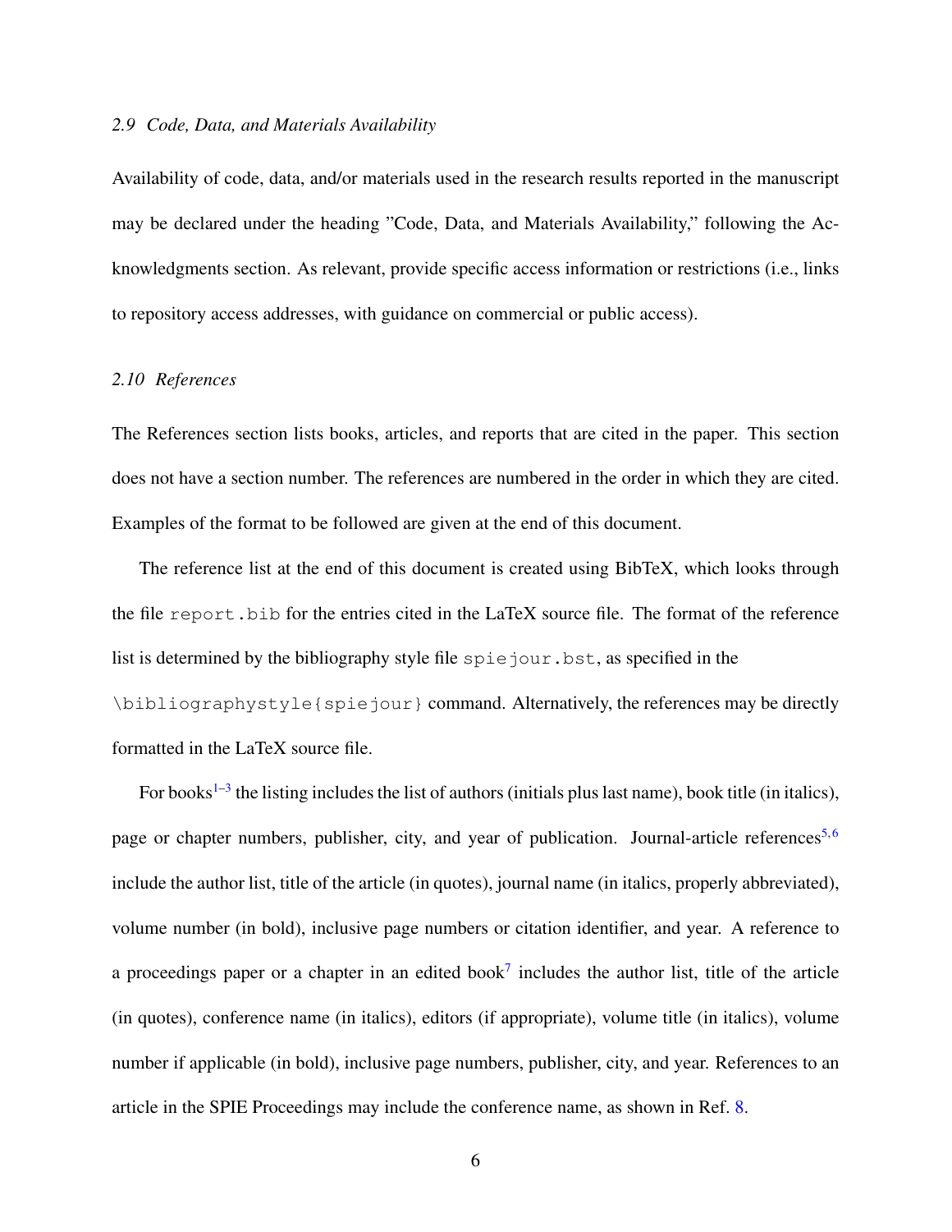### *2.9 Code, Data, and Materials Availability*

Availability of code, data, and/or materials used in the research results reported in the manuscript may be declared under the heading ”Code, Data, and Materials Availability,” following the Acknowledgments section. As relevant, provide specific access information or restrictions (i.e., links to repository access addresses, with guidance on commercial or public access).

### *2.10 References*

The References section lists books, articles, and reports that are cited in the paper. This section does not have a section number. The references are numbered in the order in which they are cited. Examples of the format to be followed are given at the end of this document.

The reference list at the end of this document is created using BibTeX, which looks through the file `report.bib` for the entries cited in the LaTeX source file. The format of the reference list is determined by the bibliography style file `spiejour.bst`, as specified in the `\bibliographystyle{spiejour}` command. Alternatively, the references may be directly formatted in the LaTeX source file.

For books[1–3] the listing includes the list of authors (initials plus last name), book title (in italics), page or chapter numbers, publisher, city, and year of publication. Journal-article references[5,6] include the author list, title of the article (in quotes), journal name (in italics, properly abbreviated), volume number (in bold), inclusive page numbers or citation identifier, and year. A reference to a proceedings paper or a chapter in an edited book[7] includes the author list, title of the article (in quotes), conference name (in italics), editors (if appropriate), volume title (in italics), volume number if applicable (in bold), inclusive page numbers, publisher, city, and year. References to an article in the SPIE Proceedings may include the conference name, as shown in Ref. 8.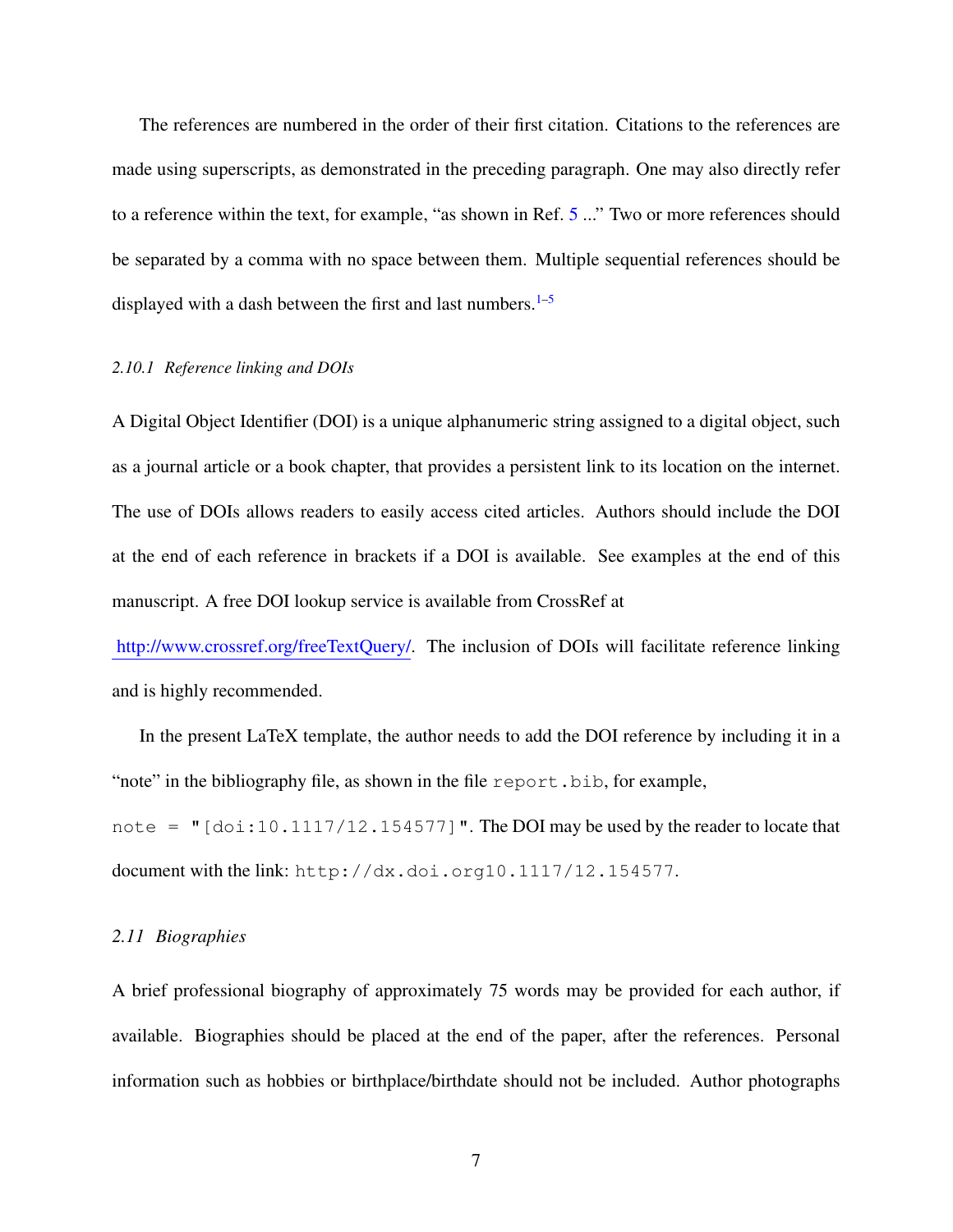The references are numbered in the order of their first citation. Citations to the references are made using superscripts, as demonstrated in the preceding paragraph. One may also directly refer to a reference within the text, for example, "as shown in Ref. 5 ..." Two or more references should be separated by a comma with no space between them. Multiple sequential references should be displayed with a dash between the first and last numbers.[1–5]

### *2.10.1 Reference linking and DOIs*

A Digital Object Identifier (DOI) is a unique alphanumeric string assigned to a digital object, such as a journal article or a book chapter, that provides a persistent link to its location on the internet. The use of DOIs allows readers to easily access cited articles. Authors should include the DOI at the end of each reference in brackets if a DOI is available. See examples at the end of this manuscript. A free DOI lookup service is available from CrossRef at http://www.crossref.org/freeTextQuery/. The inclusion of DOIs will facilitate reference linking and is highly recommended.

In the present LaTeX template, the author needs to add the DOI reference by including it in a "note" in the bibliography file, as shown in the file `report.bib`, for example, `note = "[doi:10.1117/12.154577]"`. The DOI may be used by the reader to locate that document with the link: `http://dx.doi.org10.1117/12.154577`.

## *2.11 Biographies*

A brief professional biography of approximately 75 words may be provided for each author, if available. Biographies should be placed at the end of the paper, after the references. Personal information such as hobbies or birthplace/birthdate should not be included. Author photographs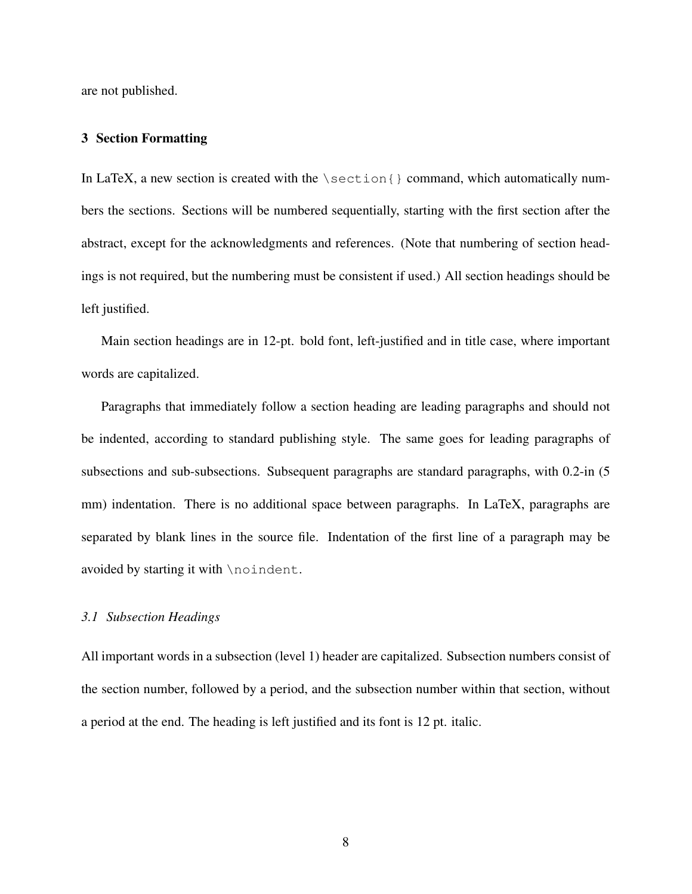are not published.

## 3 Section Formatting

In LaTeX, a new section is created with the `\section{}` command, which automatically numbers the sections. Sections will be numbered sequentially, starting with the first section after the abstract, except for the acknowledgments and references. (Note that numbering of section headings is not required, but the numbering must be consistent if used.) All section headings should be left justified.

Main section headings are in 12-pt. bold font, left-justified and in title case, where important words are capitalized.

Paragraphs that immediately follow a section heading are leading paragraphs and should not be indented, according to standard publishing style. The same goes for leading paragraphs of subsections and sub-subsections. Subsequent paragraphs are standard paragraphs, with 0.2-in (5 mm) indentation. There is no additional space between paragraphs. In LaTeX, paragraphs are separated by blank lines in the source file. Indentation of the first line of a paragraph may be avoided by starting it with `\noindent`.

### *3.1 Subsection Headings*

All important words in a subsection (level 1) header are capitalized. Subsection numbers consist of the section number, followed by a period, and the subsection number within that section, without a period at the end. The heading is left justified and its font is 12 pt. italic.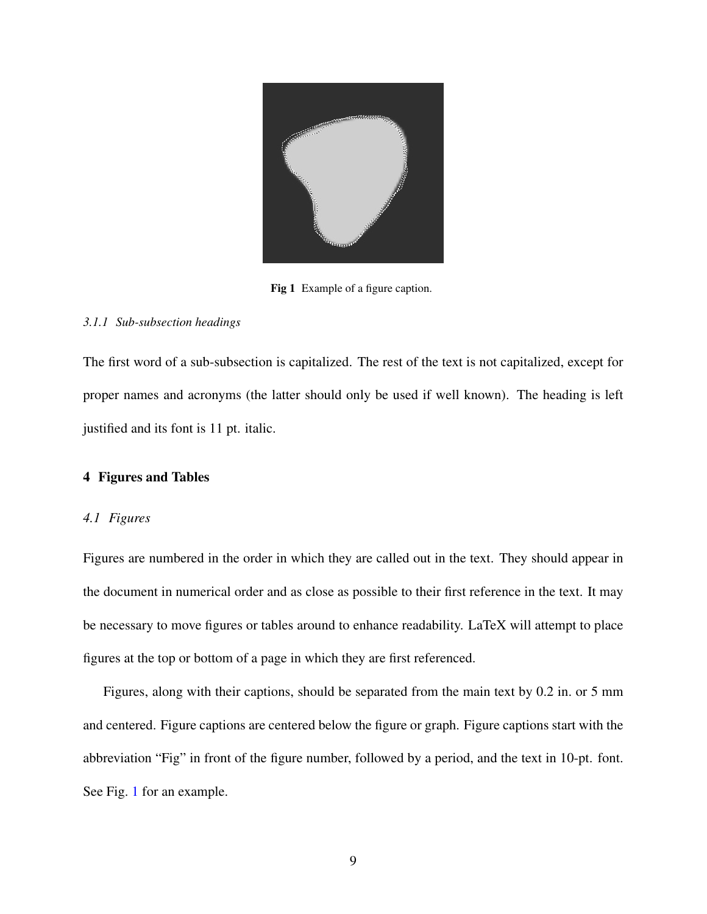**Fig 1** Example of a figure caption.

#### *3.1.1 Sub-subsection headings*

The first word of a sub-subsection is capitalized. The rest of the text is not capitalized, except for proper names and acronyms (the latter should only be used if well known). The heading is left justified and its font is 11 pt. italic.

## 4 Figures and Tables

### *4.1 Figures*

Figures are numbered in the order in which they are called out in the text. They should appear in the document in numerical order and as close as possible to their first reference in the text. It may be necessary to move figures or tables around to enhance readability. LaTeX will attempt to place figures at the top or bottom of a page in which they are first referenced.

Figures, along with their captions, should be separated from the main text by 0.2 in. or 5 mm and centered. Figure captions are centered below the figure or graph. Figure captions start with the abbreviation "Fig" in front of the figure number, followed by a period, and the text in 10-pt. font. See Fig. 1 for an example.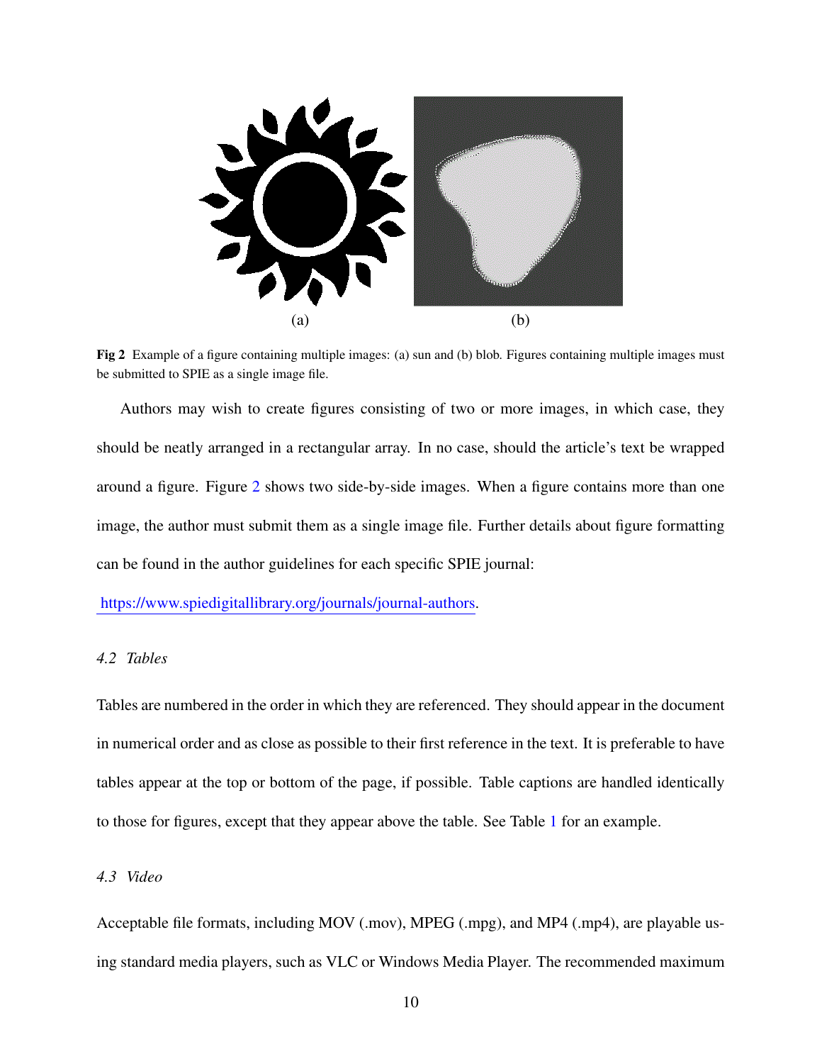(a) (b)

**Fig 2** Example of a figure containing multiple images: (a) sun and (b) blob. Figures containing multiple images must be submitted to SPIE as a single image file.

Authors may wish to create figures consisting of two or more images, in which case, they should be neatly arranged in a rectangular array. In no case, should the article's text be wrapped around a figure. Figure 2 shows two side-by-side images. When a figure contains more than one image, the author must submit them as a single image file. Further details about figure formatting can be found in the author guidelines for each specific SPIE journal:

https://www.spiedigitallibrary.org/journals/journal-authors.

### *4.2 Tables*

Tables are numbered in the order in which they are referenced. They should appear in the document in numerical order and as close as possible to their first reference in the text. It is preferable to have tables appear at the top or bottom of the page, if possible. Table captions are handled identically to those for figures, except that they appear above the table. See Table 1 for an example.

### *4.3 Video*

Acceptable file formats, including MOV (.mov), MPEG (.mpg), and MP4 (.mp4), are playable using standard media players, such as VLC or Windows Media Player. The recommended maximum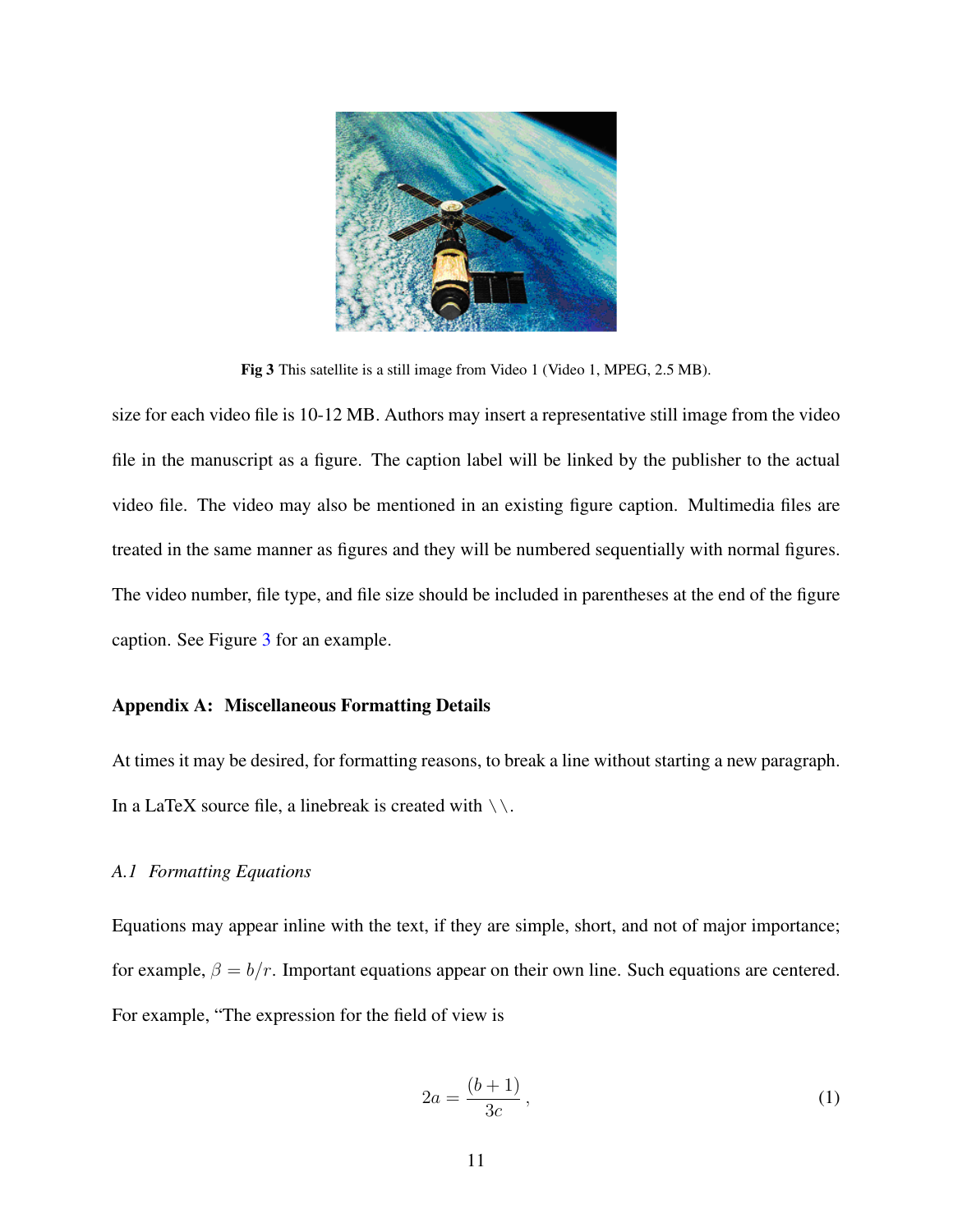Fig 3 This satellite is a still image from Video 1 (Video 1, MPEG, 2.5 MB).

size for each video file is 10-12 MB. Authors may insert a representative still image from the video file in the manuscript as a figure. The caption label will be linked by the publisher to the actual video file. The video may also be mentioned in an existing figure caption. Multimedia files are treated in the same manner as figures and they will be numbered sequentially with normal figures. The video number, file type, and file size should be included in parentheses at the end of the figure caption. See Figure 3 for an example.

## Appendix A: Miscellaneous Formatting Details

At times it may be desired, for formatting reasons, to break a line without starting a new paragraph. In a LaTeX source file, a linebreak is created with \\.

### *A.1 Formatting Equations*

Equations may appear inline with the text, if they are simple, short, and not of major importance; for example, $\beta = b/r$. Important equations appear on their own line. Such equations are centered. For example, "The expression for the field of view is

$$2a = \frac{(b+1)}{3c}\,, \tag{1}$$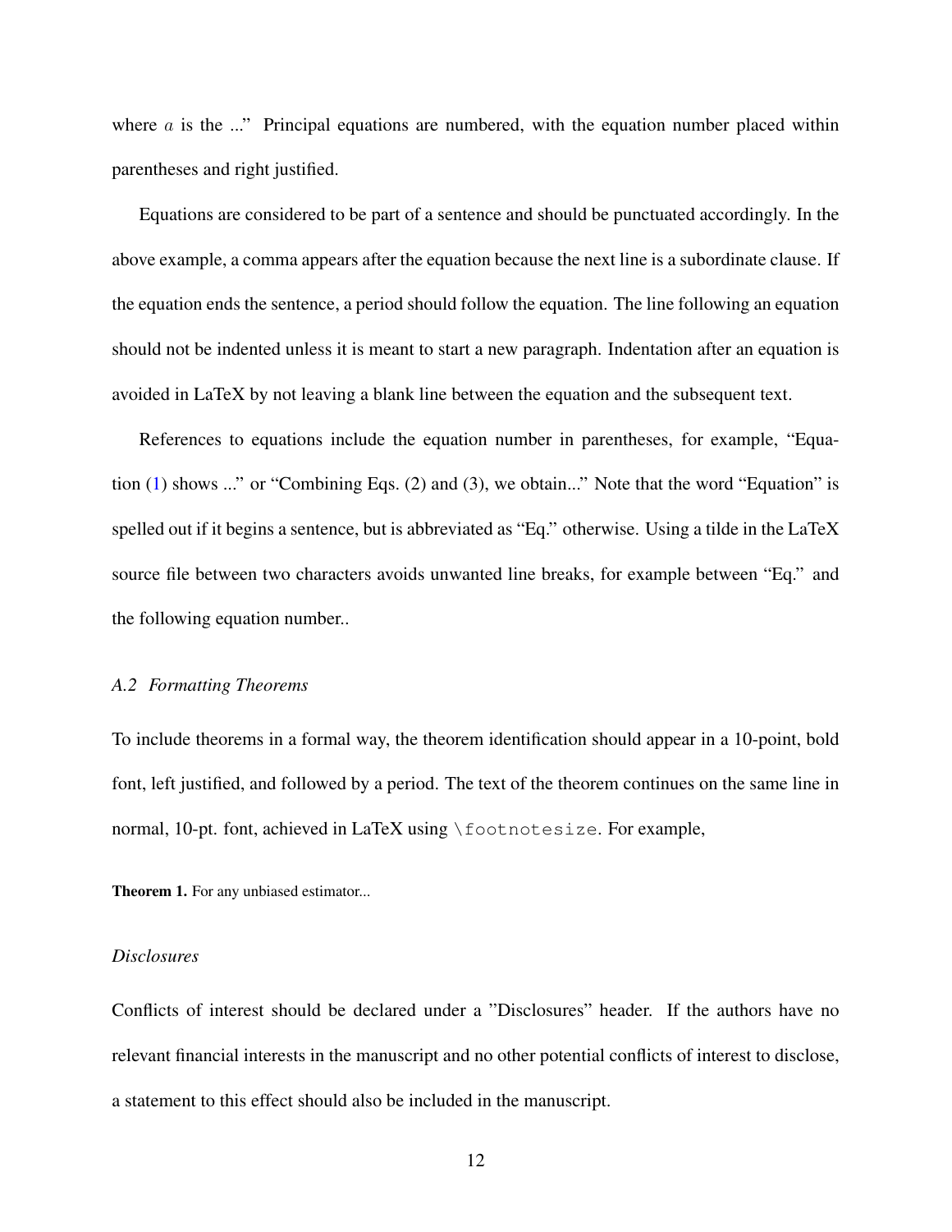where $a$ is the ..." Principal equations are numbered, with the equation number placed within parentheses and right justified.

Equations are considered to be part of a sentence and should be punctuated accordingly. In the above example, a comma appears after the equation because the next line is a subordinate clause. If the equation ends the sentence, a period should follow the equation. The line following an equation should not be indented unless it is meant to start a new paragraph. Indentation after an equation is avoided in LaTeX by not leaving a blank line between the equation and the subsequent text.

References to equations include the equation number in parentheses, for example, "Equation (1) shows ..." or "Combining Eqs. (2) and (3), we obtain..." Note that the word "Equation" is spelled out if it begins a sentence, but is abbreviated as "Eq." otherwise. Using a tilde in the LaTeX source file between two characters avoids unwanted line breaks, for example between "Eq." and the following equation number..

### *A.2 Formatting Theorems*

To include theorems in a formal way, the theorem identification should appear in a 10-point, bold font, left justified, and followed by a period. The text of the theorem continues on the same line in normal, 10-pt. font, achieved in LaTeX using `\footnotesize`. For example,

**Theorem 1.** For any unbiased estimator...

### *Disclosures*

Conflicts of interest should be declared under a "Disclosures" header. If the authors have no relevant financial interests in the manuscript and no other potential conflicts of interest to disclose, a statement to this effect should also be included in the manuscript.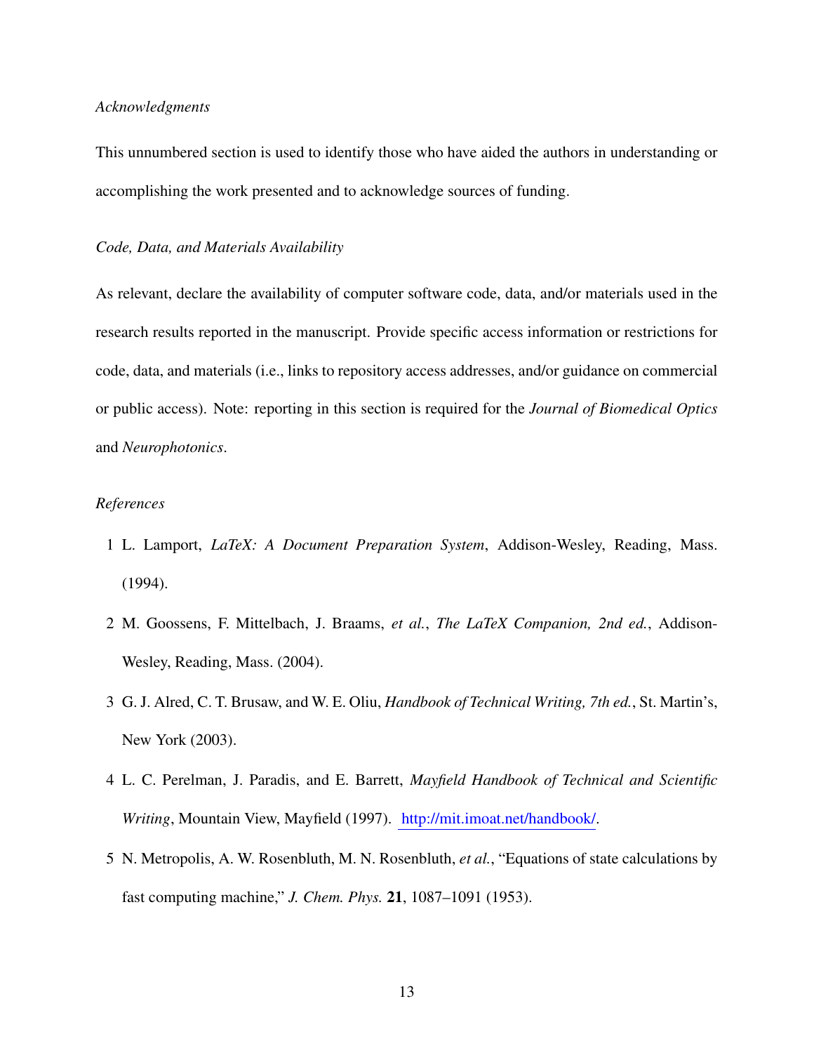### *Acknowledgments*

This unnumbered section is used to identify those who have aided the authors in understanding or accomplishing the work presented and to acknowledge sources of funding.

### *Code, Data, and Materials Availability*

As relevant, declare the availability of computer software code, data, and/or materials used in the research results reported in the manuscript. Provide specific access information or restrictions for code, data, and materials (i.e., links to repository access addresses, and/or guidance on commercial or public access). Note: reporting in this section is required for the *Journal of Biomedical Optics* and *Neurophotonics*.

### *References*

1 L. Lamport, *LaTeX: A Document Preparation System*, Addison-Wesley, Reading, Mass. (1994).

2 M. Goossens, F. Mittelbach, J. Braams, *et al.*, *The LaTeX Companion, 2nd ed.*, Addison-Wesley, Reading, Mass. (2004).

3 G. J. Alred, C. T. Brusaw, and W. E. Oliu, *Handbook of Technical Writing, 7th ed.*, St. Martin's, New York (2003).

4 L. C. Perelman, J. Paradis, and E. Barrett, *Mayfield Handbook of Technical and Scientific Writing*, Mountain View, Mayfield (1997). http://mit.imoat.net/handbook/.

5 N. Metropolis, A. W. Rosenbluth, M. N. Rosenbluth, *et al.*, "Equations of state calculations by fast computing machine," *J. Chem. Phys.* **21**, 1087–1091 (1953).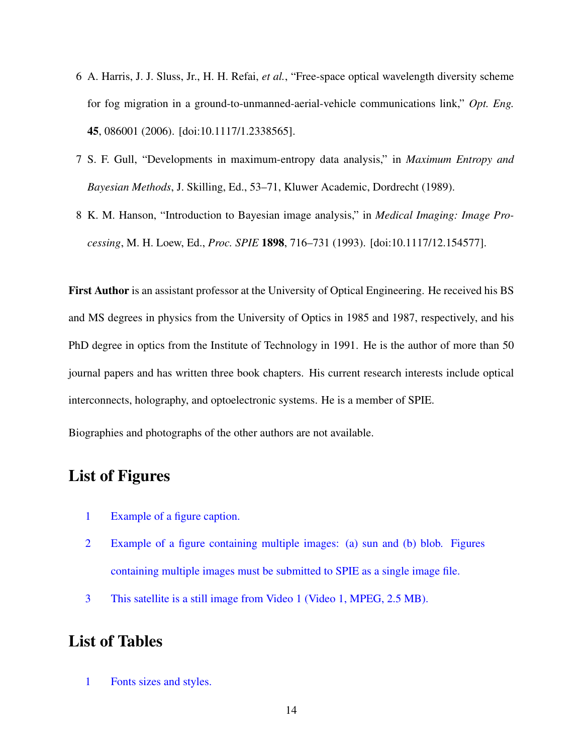6. A. Harris, J. J. Sluss, Jr., H. H. Refai, *et al.*, "Free-space optical wavelength diversity scheme for fog migration in a ground-to-unmanned-aerial-vehicle communications link," *Opt. Eng.* **45**, 086001 (2006). [doi:10.1117/1.2338565].

7. S. F. Gull, "Developments in maximum-entropy data analysis," in *Maximum Entropy and Bayesian Methods*, J. Skilling, Ed., 53–71, Kluwer Academic, Dordrecht (1989).

8. K. M. Hanson, "Introduction to Bayesian image analysis," in *Medical Imaging: Image Processing*, M. H. Loew, Ed., *Proc. SPIE* **1898**, 716–731 (1993). [doi:10.1117/12.154577].

**First Author** is an assistant professor at the University of Optical Engineering. He received his BS and MS degrees in physics from the University of Optics in 1985 and 1987, respectively, and his PhD degree in optics from the Institute of Technology in 1991. He is the author of more than 50 journal papers and has written three book chapters. His current research interests include optical interconnects, holography, and optoelectronic systems. He is a member of SPIE.

Biographies and photographs of the other authors are not available.

## List of Figures

1. Example of a figure caption.
2. Example of a figure containing multiple images: (a) sun and (b) blob. Figures containing multiple images must be submitted to SPIE as a single image file.
3. This satellite is a still image from Video 1 (Video 1, MPEG, 2.5 MB).

## List of Tables

1. Fonts sizes and styles.